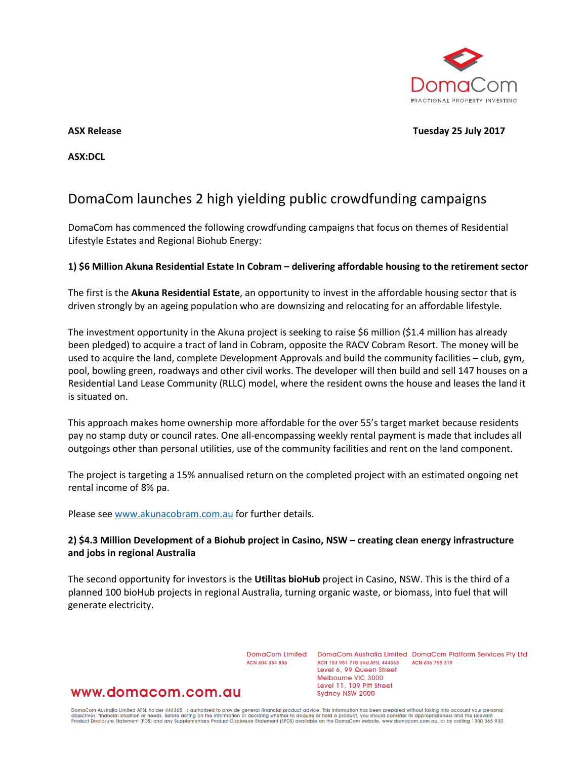**ASX Release** **Tuesday 25 July 2017**

**ASX:DCL**

# DomaCom launches 2 high yielding public crowdfunding campaigns

DomaCom has commenced the following crowdfunding campaigns that focus on themes of Residential Lifestyle Estates and Regional Biohub Energy:

### 1) $6 Million Akuna Residential Estate In Cobram – delivering affordable housing to the retirement sector

The first is the **Akuna Residential Estate**, an opportunity to invest in the affordable housing sector that is driven strongly by an ageing population who are downsizing and relocating for an affordable lifestyle.

The investment opportunity in the Akuna project is seeking to raise $6 million ($1.4 million has already been pledged) to acquire a tract of land in Cobram, opposite the RACV Cobram Resort. The money will be used to acquire the land, complete Development Approvals and build the community facilities – club, gym, pool, bowling green, roadways and other civil works. The developer will then build and sell 147 houses on a Residential Land Lease Community (RLLC) model, where the resident owns the house and leases the land it is situated on.

This approach makes home ownership more affordable for the over 55's target market because residents pay no stamp duty or council rates. One all-encompassing weekly rental payment is made that includes all outgoings other than personal utilities, use of the community facilities and rent on the land component.

The project is targeting a 15% annualised return on the completed project with an estimated ongoing net rental income of 8% pa.

Please see www.akunacobram.com.au for further details.

### 2) $4.3 Million Development of a Biohub project in Casino, NSW – creating clean energy infrastructure and jobs in regional Australia

The second opportunity for investors is the **Utilitas bioHub** project in Casino, NSW. This is the third of a planned 100 bioHub projects in regional Australia, turning organic waste, or biomass, into fuel that will generate electricity.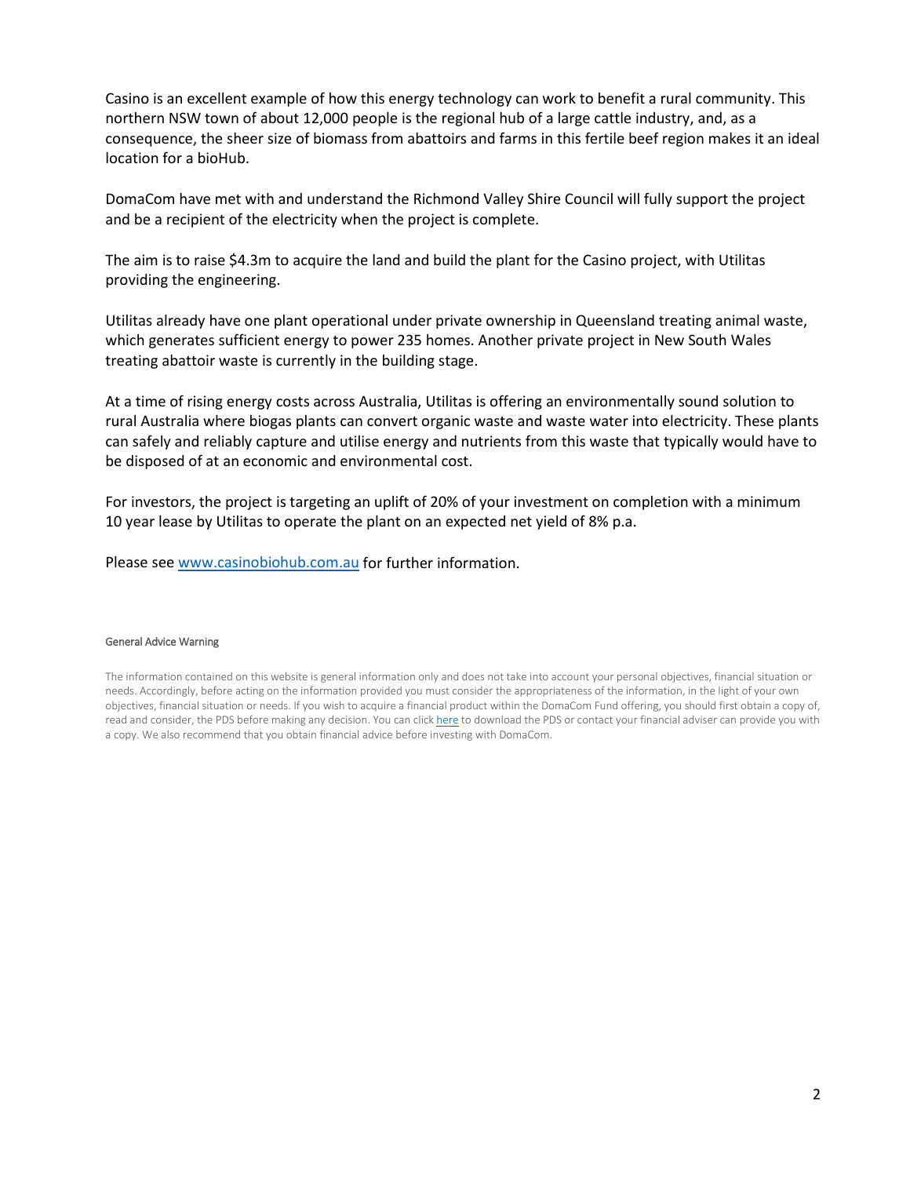Casino is an excellent example of how this energy technology can work to benefit a rural community. This northern NSW town of about 12,000 people is the regional hub of a large cattle industry, and, as a consequence, the sheer size of biomass from abattoirs and farms in this fertile beef region makes it an ideal location for a bioHub.

DomaCom have met with and understand the Richmond Valley Shire Council will fully support the project and be a recipient of the electricity when the project is complete.

The aim is to raise $4.3m to acquire the land and build the plant for the Casino project, with Utilitas providing the engineering.

Utilitas already have one plant operational under private ownership in Queensland treating animal waste, which generates sufficient energy to power 235 homes. Another private project in New South Wales treating abattoir waste is currently in the building stage.

At a time of rising energy costs across Australia, Utilitas is offering an environmentally sound solution to rural Australia where biogas plants can convert organic waste and waste water into electricity. These plants can safely and reliably capture and utilise energy and nutrients from this waste that typically would have to be disposed of at an economic and environmental cost.

For investors, the project is targeting an uplift of 20% of your investment on completion with a minimum 10 year lease by Utilitas to operate the plant on an expected net yield of 8% p.a.

Please see [www.casinobiohub.com.au](http://www.casinobiohub.com.au) for further information.

General Advice Warning

The information contained on this website is general information only and does not take into account your personal objectives, financial situation or needs. Accordingly, before acting on the information provided you must consider the appropriateness of the information, in the light of your own objectives, financial situation or needs. If you wish to acquire a financial product within the DomaCom Fund offering, you should first obtain a copy of, read and consider, the PDS before making any decision. You can click here to download the PDS or contact your financial adviser can provide you with a copy. We also recommend that you obtain financial advice before investing with DomaCom.